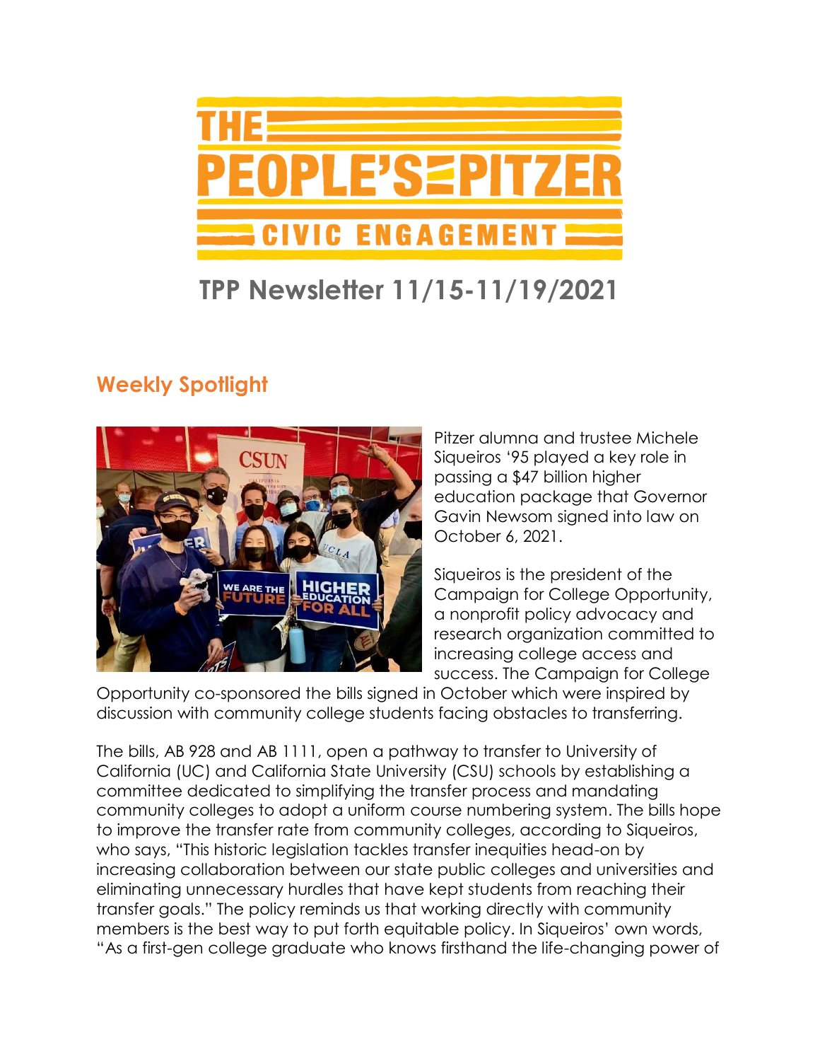# THE PEOPLE'S PITZER

## CIVIC ENGAGEMENT

# TPP Newsletter 11/15-11/19/2021

## Weekly Spotlight

Pitzer alumna and trustee Michele Siqueiros '95 played a key role in passing a $47 billion higher education package that Governor Gavin Newsom signed into law on October 6, 2021.

Siqueiros is the president of the Campaign for College Opportunity, a nonprofit policy advocacy and research organization committed to increasing college access and success. The Campaign for College Opportunity co-sponsored the bills signed in October which were inspired by discussion with community college students facing obstacles to transferring.

The bills, AB 928 and AB 1111, open a pathway to transfer to University of California (UC) and California State University (CSU) schools by establishing a committee dedicated to simplifying the transfer process and mandating community colleges to adopt a uniform course numbering system. The bills hope to improve the transfer rate from community colleges, according to Siqueiros, who says, "This historic legislation tackles transfer inequities head-on by increasing collaboration between our state public colleges and universities and eliminating unnecessary hurdles that have kept students from reaching their transfer goals." The policy reminds us that working directly with community members is the best way to put forth equitable policy. In Siqueiros' own words, "As a first-gen college graduate who knows firsthand the life-changing power of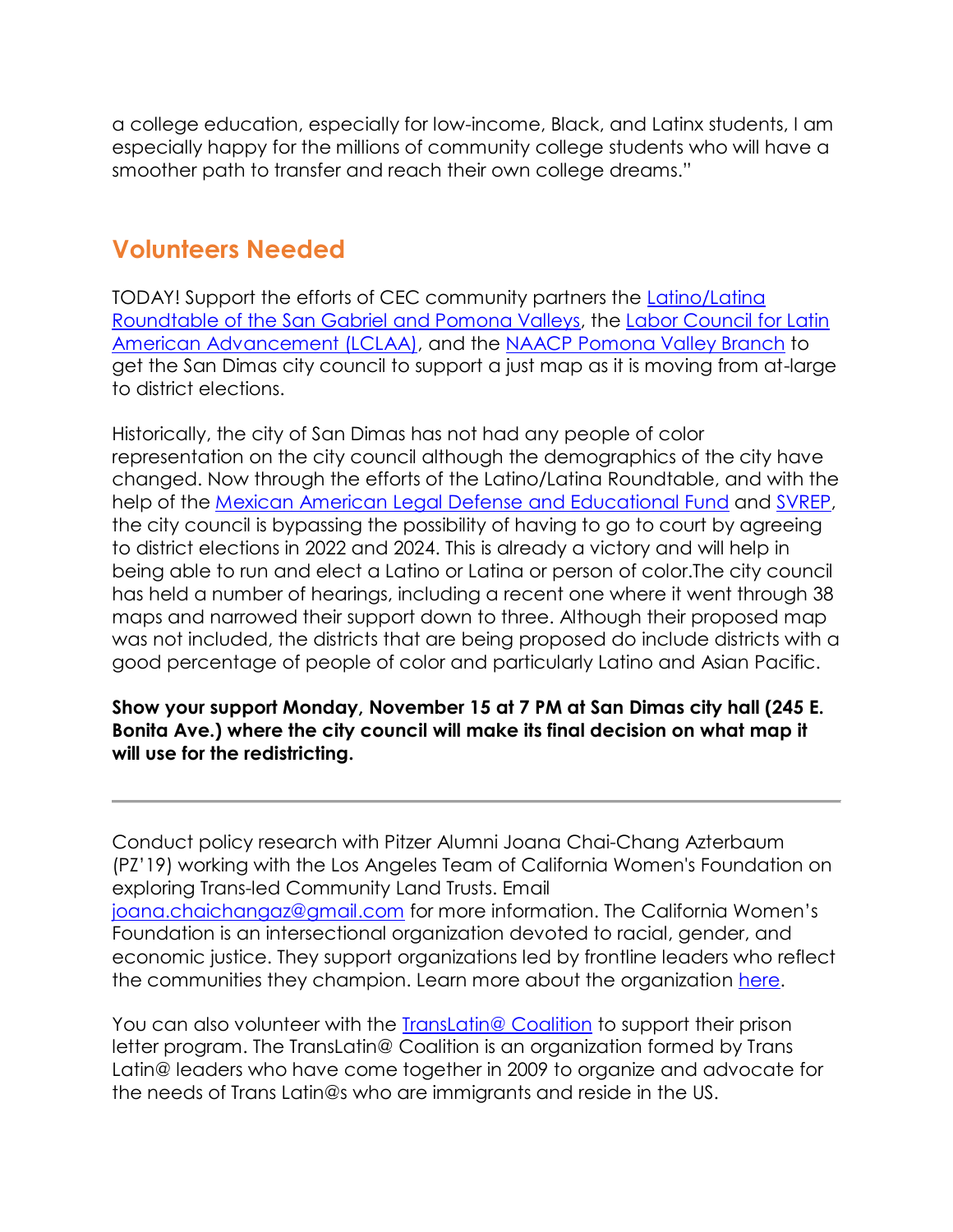a college education, especially for low-income, Black, and Latinx students, I am especially happy for the millions of community college students who will have a smoother path to transfer and reach their own college dreams."

## Volunteers Needed

TODAY! Support the efforts of CEC community partners the Latino/Latina Roundtable of the San Gabriel and Pomona Valleys, the Labor Council for Latin American Advancement (LCLAA), and the NAACP Pomona Valley Branch to get the San Dimas city council to support a just map as it is moving from at-large to district elections.

Historically, the city of San Dimas has not had any people of color representation on the city council although the demographics of the city have changed. Now through the efforts of the Latino/Latina Roundtable, and with the help of the Mexican American Legal Defense and Educational Fund and SVREP, the city council is bypassing the possibility of having to go to court by agreeing to district elections in 2022 and 2024. This is already a victory and will help in being able to run and elect a Latino or Latina or person of color.The city council has held a number of hearings, including a recent one where it went through 38 maps and narrowed their support down to three. Although their proposed map was not included, the districts that are being proposed do include districts with a good percentage of people of color and particularly Latino and Asian Pacific.

**Show your support Monday, November 15 at 7 PM at San Dimas city hall (245 E. Bonita Ave.) where the city council will make its final decision on what map it will use for the redistricting.**

---

Conduct policy research with Pitzer Alumni Joana Chai-Chang Azterbaum (PZ'19) working with the Los Angeles Team of California Women's Foundation on exploring Trans-led Community Land Trusts. Email joana.chaichangaz@gmail.com for more information. The California Women's Foundation is an intersectional organization devoted to racial, gender, and economic justice. They support organizations led by frontline leaders who reflect the communities they champion. Learn more about the organization here.

You can also volunteer with the TransLatin@ Coalition to support their prison letter program. The TransLatin@ Coalition is an organization formed by Trans Latin@ leaders who have come together in 2009 to organize and advocate for the needs of Trans Latin@s who are immigrants and reside in the US.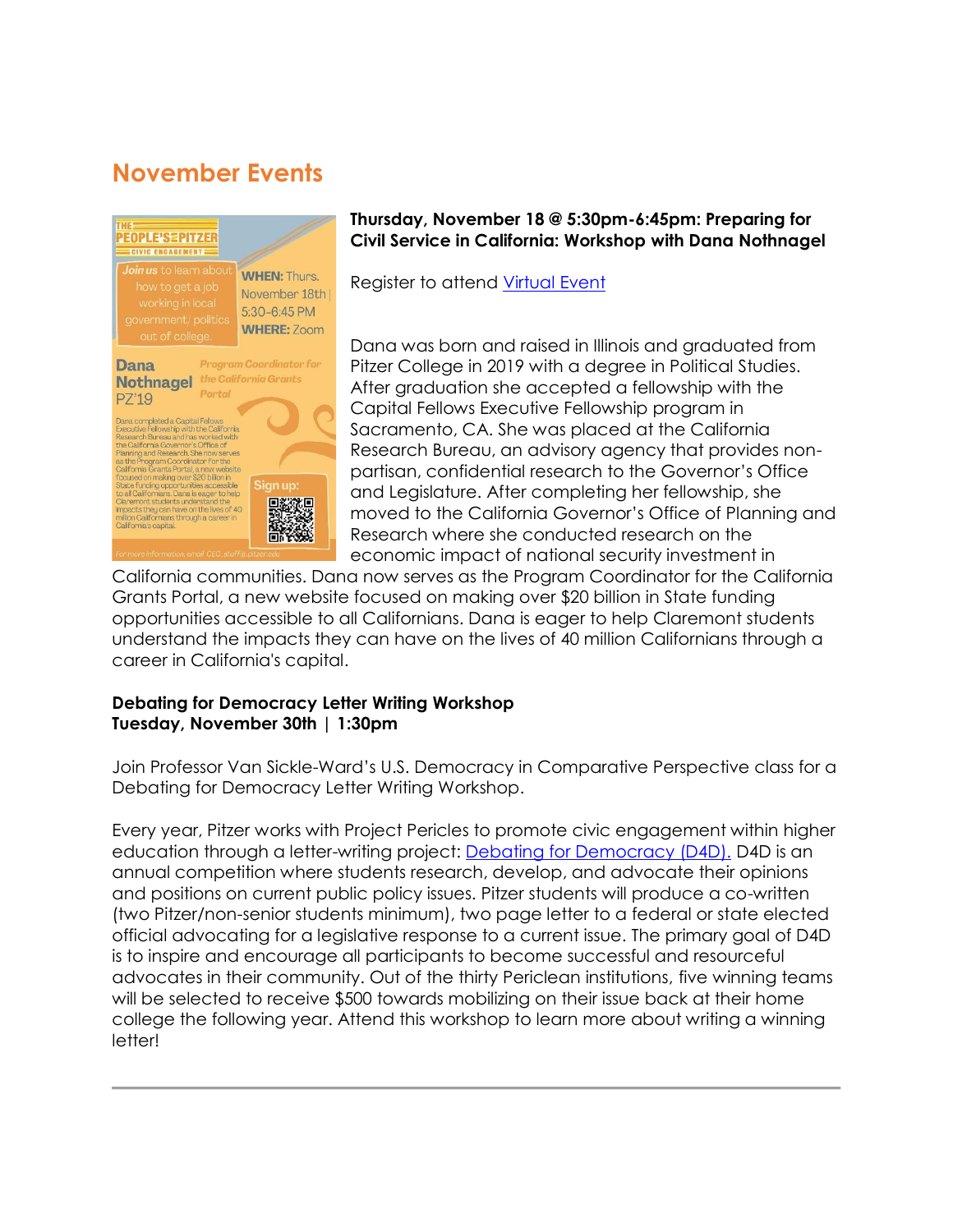## November Events

**Thursday, November 18 @ 5:30pm-6:45pm: Preparing for Civil Service in California: Workshop with Dana Nothnagel**

Register to attend [Virtual Event]()

Dana was born and raised in Illinois and graduated from Pitzer College in 2019 with a degree in Political Studies. After graduation she accepted a fellowship with the Capital Fellows Executive Fellowship program in Sacramento, CA. She was placed at the California Research Bureau, an advisory agency that provides non-partisan, confidential research to the Governor's Office and Legislature. After completing her fellowship, she moved to the California Governor's Office of Planning and Research where she conducted research on the economic impact of national security investment in California communities. Dana now serves as the Program Coordinator for the California Grants Portal, a new website focused on making over $20 billion in State funding opportunities accessible to all Californians. Dana is eager to help Claremont students understand the impacts they can have on the lives of 40 million Californians through a career in California's capital.

**Debating for Democracy Letter Writing Workshop**
**Tuesday, November 30th | 1:30pm**

Join Professor Van Sickle-Ward's U.S. Democracy in Comparative Perspective class for a Debating for Democracy Letter Writing Workshop.

Every year, Pitzer works with Project Pericles to promote civic engagement within higher education through a letter-writing project: [Debating for Democracy (D4D).]() D4D is an annual competition where students research, develop, and advocate their opinions and positions on current public policy issues. Pitzer students will produce a co-written (two Pitzer/non-senior students minimum), two page letter to a federal or state elected official advocating for a legislative response to a current issue. The primary goal of D4D is to inspire and encourage all participants to become successful and resourceful advocates in their community. Out of the thirty Periclean institutions, five winning teams will be selected to receive $500 towards mobilizing on their issue back at their home college the following year. Attend this workshop to learn more about writing a winning letter!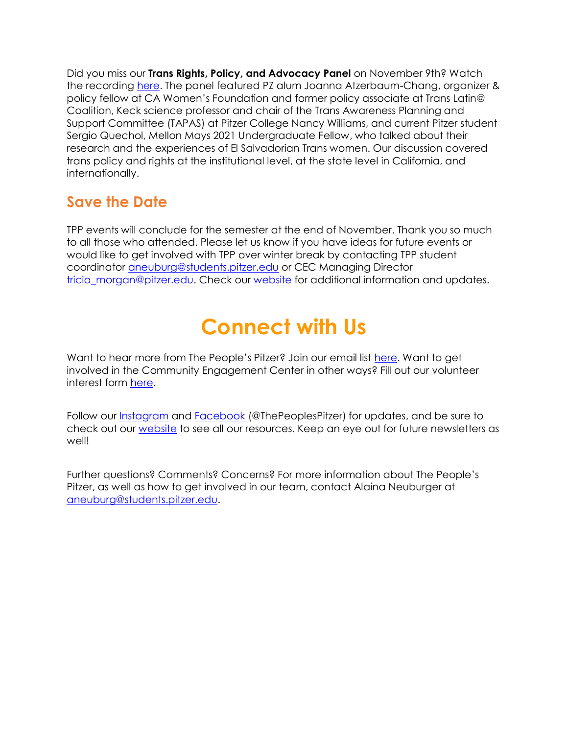Did you miss our **Trans Rights, Policy, and Advocacy Panel** on November 9th? Watch the recording here. The panel featured PZ alum Joanna Atzerbaum-Chang, organizer & policy fellow at CA Women's Foundation and former policy associate at Trans Latin@ Coalition, Keck science professor and chair of the Trans Awareness Planning and Support Committee (TAPAS) at Pitzer College Nancy Williams, and current Pitzer student Sergio Quechol, Mellon Mays 2021 Undergraduate Fellow, who talked about their research and the experiences of El Salvadorian Trans women. Our discussion covered trans policy and rights at the institutional level, at the state level in California, and internationally.

## Save the Date

TPP events will conclude for the semester at the end of November. Thank you so much to all those who attended. Please let us know if you have ideas for future events or would like to get involved with TPP over winter break by contacting TPP student coordinator aneuburg@students.pitzer.edu or CEC Managing Director tricia_morgan@pitzer.edu. Check our website for additional information and updates.

# Connect with Us

Want to hear more from The People's Pitzer? Join our email list here. Want to get involved in the Community Engagement Center in other ways? Fill out our volunteer interest form here.

Follow our Instagram and Facebook (@ThePeoplesPitzer) for updates, and be sure to check out our website to see all our resources. Keep an eye out for future newsletters as well!

Further questions? Comments? Concerns? For more information about The People's Pitzer, as well as how to get involved in our team, contact Alaina Neuburger at aneuburg@students.pitzer.edu.